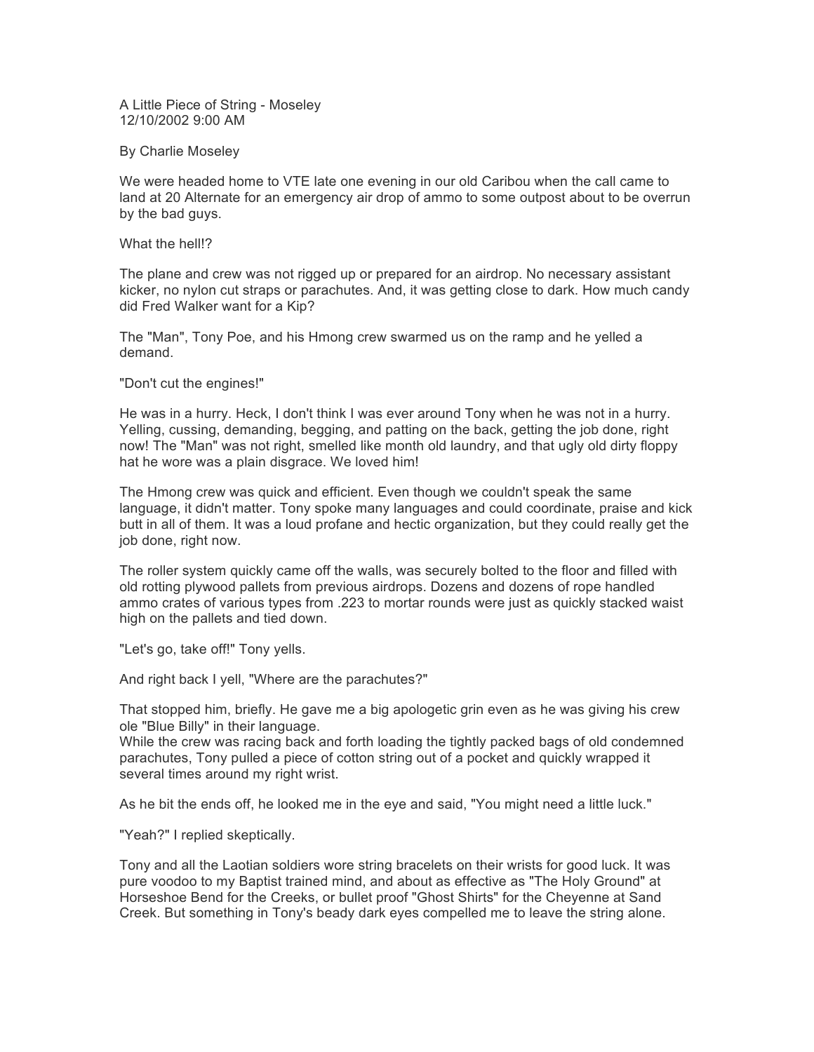A Little Piece of String - Moseley
12/10/2002 9:00 AM

By Charlie Moseley

We were headed home to VTE late one evening in our old Caribou when the call came to land at 20 Alternate for an emergency air drop of ammo to some outpost about to be overrun by the bad guys.

What the hell!?

The plane and crew was not rigged up or prepared for an airdrop. No necessary assistant kicker, no nylon cut straps or parachutes. And, it was getting close to dark. How much candy did Fred Walker want for a Kip?

The "Man", Tony Poe, and his Hmong crew swarmed us on the ramp and he yelled a demand.

"Don't cut the engines!"

He was in a hurry. Heck, I don't think I was ever around Tony when he was not in a hurry. Yelling, cussing, demanding, begging, and patting on the back, getting the job done, right now! The "Man" was not right, smelled like month old laundry, and that ugly old dirty floppy hat he wore was a plain disgrace. We loved him!

The Hmong crew was quick and efficient. Even though we couldn't speak the same language, it didn't matter. Tony spoke many languages and could coordinate, praise and kick butt in all of them. It was a loud profane and hectic organization, but they could really get the job done, right now.

The roller system quickly came off the walls, was securely bolted to the floor and filled with old rotting plywood pallets from previous airdrops. Dozens and dozens of rope handled ammo crates of various types from .223 to mortar rounds were just as quickly stacked waist high on the pallets and tied down.

"Let's go, take off!" Tony yells.

And right back I yell, "Where are the parachutes?"

That stopped him, briefly. He gave me a big apologetic grin even as he was giving his crew ole "Blue Billy" in their language.
While the crew was racing back and forth loading the tightly packed bags of old condemned parachutes, Tony pulled a piece of cotton string out of a pocket and quickly wrapped it several times around my right wrist.

As he bit the ends off, he looked me in the eye and said, "You might need a little luck."

"Yeah?" I replied skeptically.

Tony and all the Laotian soldiers wore string bracelets on their wrists for good luck. It was pure voodoo to my Baptist trained mind, and about as effective as "The Holy Ground" at Horseshoe Bend for the Creeks, or bullet proof "Ghost Shirts" for the Cheyenne at Sand Creek. But something in Tony's beady dark eyes compelled me to leave the string alone.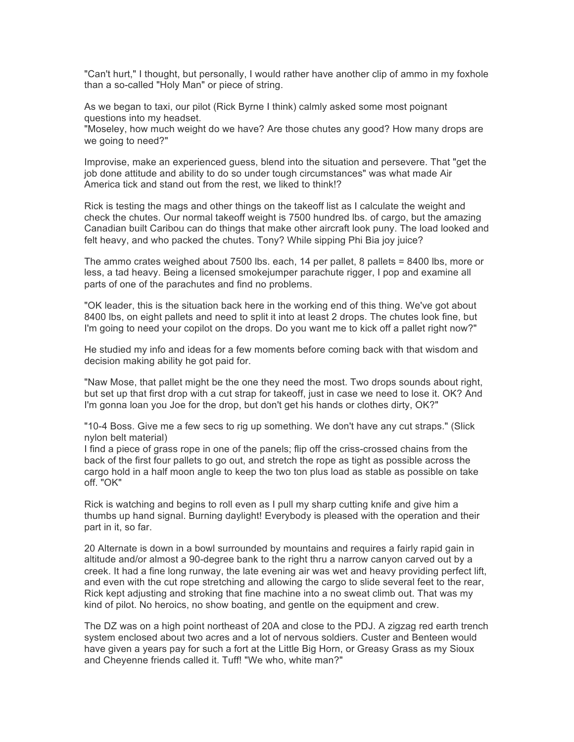"Can't hurt," I thought, but personally, I would rather have another clip of ammo in my foxhole than a so-called "Holy Man" or piece of string.

As we began to taxi, our pilot (Rick Byrne I think) calmly asked some most poignant questions into my headset.
"Moseley, how much weight do we have? Are those chutes any good? How many drops are we going to need?"

Improvise, make an experienced guess, blend into the situation and persevere. That "get the job done attitude and ability to do so under tough circumstances" was what made Air America tick and stand out from the rest, we liked to think!?

Rick is testing the mags and other things on the takeoff list as I calculate the weight and check the chutes. Our normal takeoff weight is 7500 hundred lbs. of cargo, but the amazing Canadian built Caribou can do things that make other aircraft look puny. The load looked and felt heavy, and who packed the chutes. Tony? While sipping Phi Bia joy juice?

The ammo crates weighed about 7500 lbs. each, 14 per pallet, 8 pallets = 8400 lbs, more or less, a tad heavy. Being a licensed smokejumper parachute rigger, I pop and examine all parts of one of the parachutes and find no problems.

"OK leader, this is the situation back here in the working end of this thing. We've got about 8400 lbs, on eight pallets and need to split it into at least 2 drops. The chutes look fine, but I'm going to need your copilot on the drops. Do you want me to kick off a pallet right now?"

He studied my info and ideas for a few moments before coming back with that wisdom and decision making ability he got paid for.

"Naw Mose, that pallet might be the one they need the most. Two drops sounds about right, but set up that first drop with a cut strap for takeoff, just in case we need to lose it. OK? And I'm gonna loan you Joe for the drop, but don't get his hands or clothes dirty, OK?"

"10-4 Boss. Give me a few secs to rig up something. We don't have any cut straps." (Slick nylon belt material)
I find a piece of grass rope in one of the panels; flip off the criss-crossed chains from the back of the first four pallets to go out, and stretch the rope as tight as possible across the cargo hold in a half moon angle to keep the two ton plus load as stable as possible on take off. "OK"

Rick is watching and begins to roll even as I pull my sharp cutting knife and give him a thumbs up hand signal. Burning daylight! Everybody is pleased with the operation and their part in it, so far.

20 Alternate is down in a bowl surrounded by mountains and requires a fairly rapid gain in altitude and/or almost a 90-degree bank to the right thru a narrow canyon carved out by a creek. It had a fine long runway, the late evening air was wet and heavy providing perfect lift, and even with the cut rope stretching and allowing the cargo to slide several feet to the rear, Rick kept adjusting and stroking that fine machine into a no sweat climb out. That was my kind of pilot. No heroics, no show boating, and gentle on the equipment and crew.

The DZ was on a high point northeast of 20A and close to the PDJ. A zigzag red earth trench system enclosed about two acres and a lot of nervous soldiers. Custer and Benteen would have given a years pay for such a fort at the Little Big Horn, or Greasy Grass as my Sioux and Cheyenne friends called it. Tuff! "We who, white man?"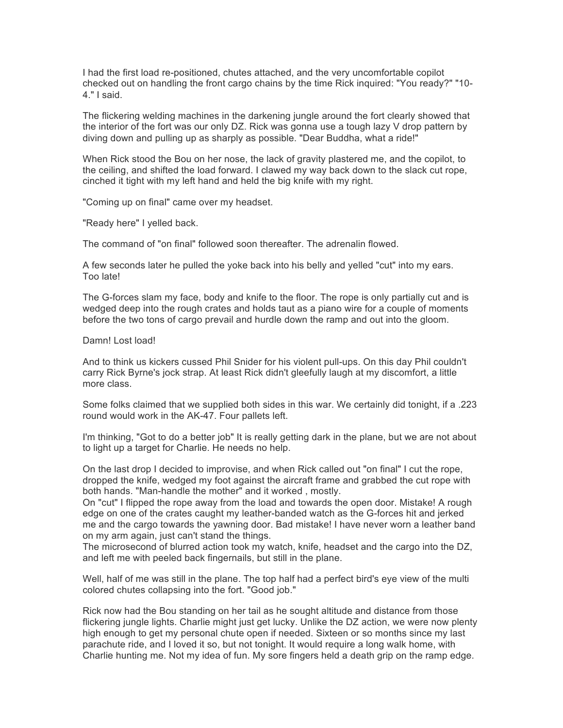I had the first load re-positioned, chutes attached, and the very uncomfortable copilot checked out on handling the front cargo chains by the time Rick inquired: "You ready?" "10-4." I said.

The flickering welding machines in the darkening jungle around the fort clearly showed that the interior of the fort was our only DZ. Rick was gonna use a tough lazy V drop pattern by diving down and pulling up as sharply as possible. "Dear Buddha, what a ride!"

When Rick stood the Bou on her nose, the lack of gravity plastered me, and the copilot, to the ceiling, and shifted the load forward. I clawed my way back down to the slack cut rope, cinched it tight with my left hand and held the big knife with my right.

"Coming up on final" came over my headset.

"Ready here" I yelled back.

The command of "on final" followed soon thereafter. The adrenalin flowed.

A few seconds later he pulled the yoke back into his belly and yelled "cut" into my ears. Too late!

The G-forces slam my face, body and knife to the floor. The rope is only partially cut and is wedged deep into the rough crates and holds taut as a piano wire for a couple of moments before the two tons of cargo prevail and hurdle down the ramp and out into the gloom.

Damn! Lost load!

And to think us kickers cussed Phil Snider for his violent pull-ups. On this day Phil couldn't carry Rick Byrne's jock strap. At least Rick didn't gleefully laugh at my discomfort, a little more class.

Some folks claimed that we supplied both sides in this war. We certainly did tonight, if a .223 round would work in the AK-47. Four pallets left.

I'm thinking, "Got to do a better job" It is really getting dark in the plane, but we are not about to light up a target for Charlie. He needs no help.

On the last drop I decided to improvise, and when Rick called out "on final" I cut the rope, dropped the knife, wedged my foot against the aircraft frame and grabbed the cut rope with both hands. "Man-handle the mother" and it worked , mostly.
On "cut" I flipped the rope away from the load and towards the open door. Mistake! A rough edge on one of the crates caught my leather-banded watch as the G-forces hit and jerked me and the cargo towards the yawning door. Bad mistake! I have never worn a leather band on my arm again, just can't stand the things.
The microsecond of blurred action took my watch, knife, headset and the cargo into the DZ, and left me with peeled back fingernails, but still in the plane.

Well, half of me was still in the plane. The top half had a perfect bird's eye view of the multi colored chutes collapsing into the fort. "Good job."

Rick now had the Bou standing on her tail as he sought altitude and distance from those flickering jungle lights. Charlie might just get lucky. Unlike the DZ action, we were now plenty high enough to get my personal chute open if needed. Sixteen or so months since my last parachute ride, and I loved it so, but not tonight. It would require a long walk home, with Charlie hunting me. Not my idea of fun. My sore fingers held a death grip on the ramp edge.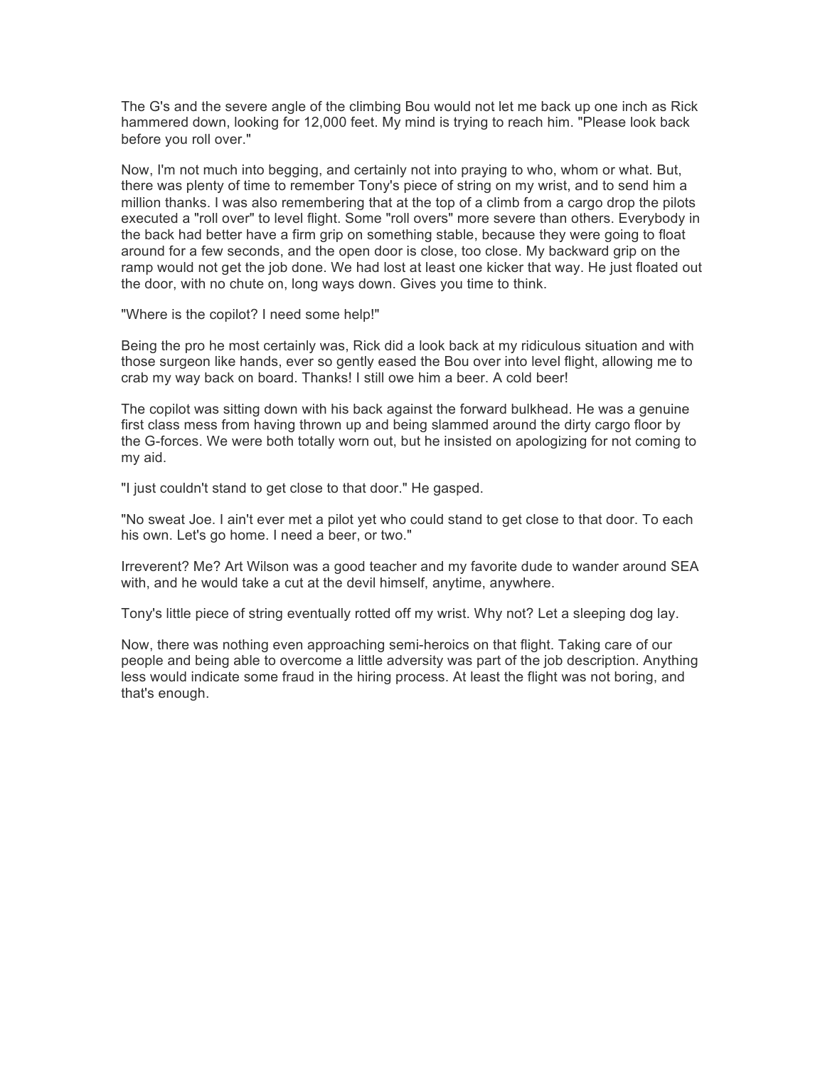The G's and the severe angle of the climbing Bou would not let me back up one inch as Rick hammered down, looking for 12,000 feet. My mind is trying to reach him. "Please look back before you roll over."

Now, I'm not much into begging, and certainly not into praying to who, whom or what. But, there was plenty of time to remember Tony's piece of string on my wrist, and to send him a million thanks. I was also remembering that at the top of a climb from a cargo drop the pilots executed a "roll over" to level flight. Some "roll overs" more severe than others. Everybody in the back had better have a firm grip on something stable, because they were going to float around for a few seconds, and the open door is close, too close. My backward grip on the ramp would not get the job done. We had lost at least one kicker that way. He just floated out the door, with no chute on, long ways down. Gives you time to think.

"Where is the copilot? I need some help!"

Being the pro he most certainly was, Rick did a look back at my ridiculous situation and with those surgeon like hands, ever so gently eased the Bou over into level flight, allowing me to crab my way back on board. Thanks! I still owe him a beer. A cold beer!

The copilot was sitting down with his back against the forward bulkhead. He was a genuine first class mess from having thrown up and being slammed around the dirty cargo floor by the G-forces. We were both totally worn out, but he insisted on apologizing for not coming to my aid.

"I just couldn't stand to get close to that door." He gasped.

"No sweat Joe. I ain't ever met a pilot yet who could stand to get close to that door. To each his own. Let's go home. I need a beer, or two."

Irreverent? Me? Art Wilson was a good teacher and my favorite dude to wander around SEA with, and he would take a cut at the devil himself, anytime, anywhere.

Tony's little piece of string eventually rotted off my wrist. Why not? Let a sleeping dog lay.

Now, there was nothing even approaching semi-heroics on that flight. Taking care of our people and being able to overcome a little adversity was part of the job description. Anything less would indicate some fraud in the hiring process. At least the flight was not boring, and that's enough.